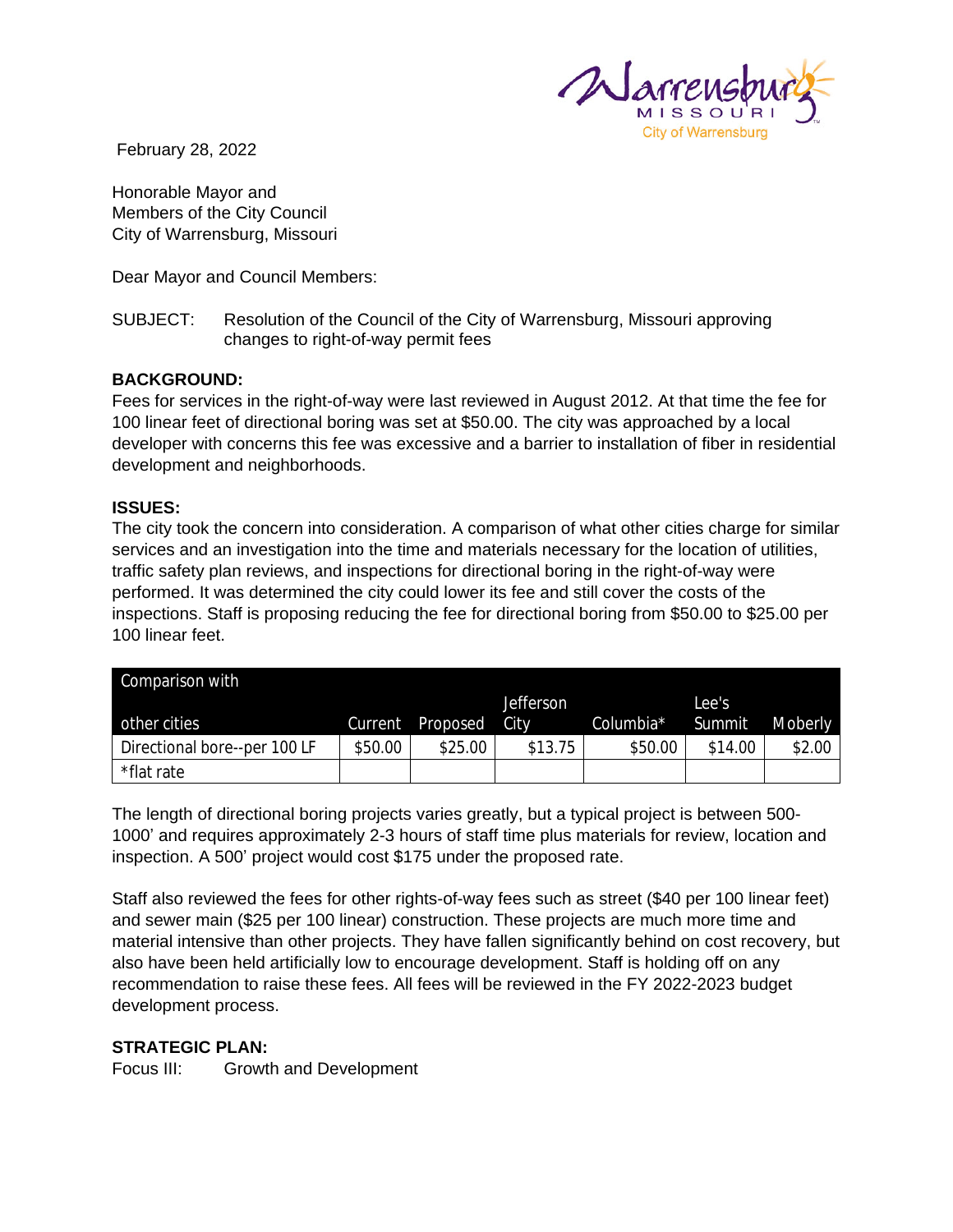February 28, 2022

Honorable Mayor and
Members of the City Council
City of Warrensburg, Missouri

Dear Mayor and Council Members:

SUBJECT: Resolution of the Council of the City of Warrensburg, Missouri approving changes to right-of-way permit fees

**BACKGROUND:**

Fees for services in the right-of-way were last reviewed in August 2012. At that time the fee for 100 linear feet of directional boring was set at $50.00. The city was approached by a local developer with concerns this fee was excessive and a barrier to installation of fiber in residential development and neighborhoods.

**ISSUES:**

The city took the concern into consideration. A comparison of what other cities charge for similar services and an investigation into the time and materials necessary for the location of utilities, traffic safety plan reviews, and inspections for directional boring in the right-of-way were performed. It was determined the city could lower its fee and still cover the costs of the inspections. Staff is proposing reducing the fee for directional boring from $50.00 to $25.00 per 100 linear feet.

| Comparison with other cities | Current | Proposed | Jefferson City | Columbia* | Lee's Summit | Moberly |
|---|---|---|---|---|---|---|
| Directional bore--per 100 LF | $50.00 | $25.00 | $13.75 | $50.00 | $14.00 | $2.00 |
| *flat rate | | | | | | |

The length of directional boring projects varies greatly, but a typical project is between 500-1000' and requires approximately 2-3 hours of staff time plus materials for review, location and inspection. A 500' project would cost $175 under the proposed rate.

Staff also reviewed the fees for other rights-of-way fees such as street ($40 per 100 linear feet) and sewer main ($25 per 100 linear) construction. These projects are much more time and material intensive than other projects. They have fallen significantly behind on cost recovery, but also have been held artificially low to encourage development. Staff is holding off on any recommendation to raise these fees. All fees will be reviewed in the FY 2022-2023 budget development process.

**STRATEGIC PLAN:**

Focus III: Growth and Development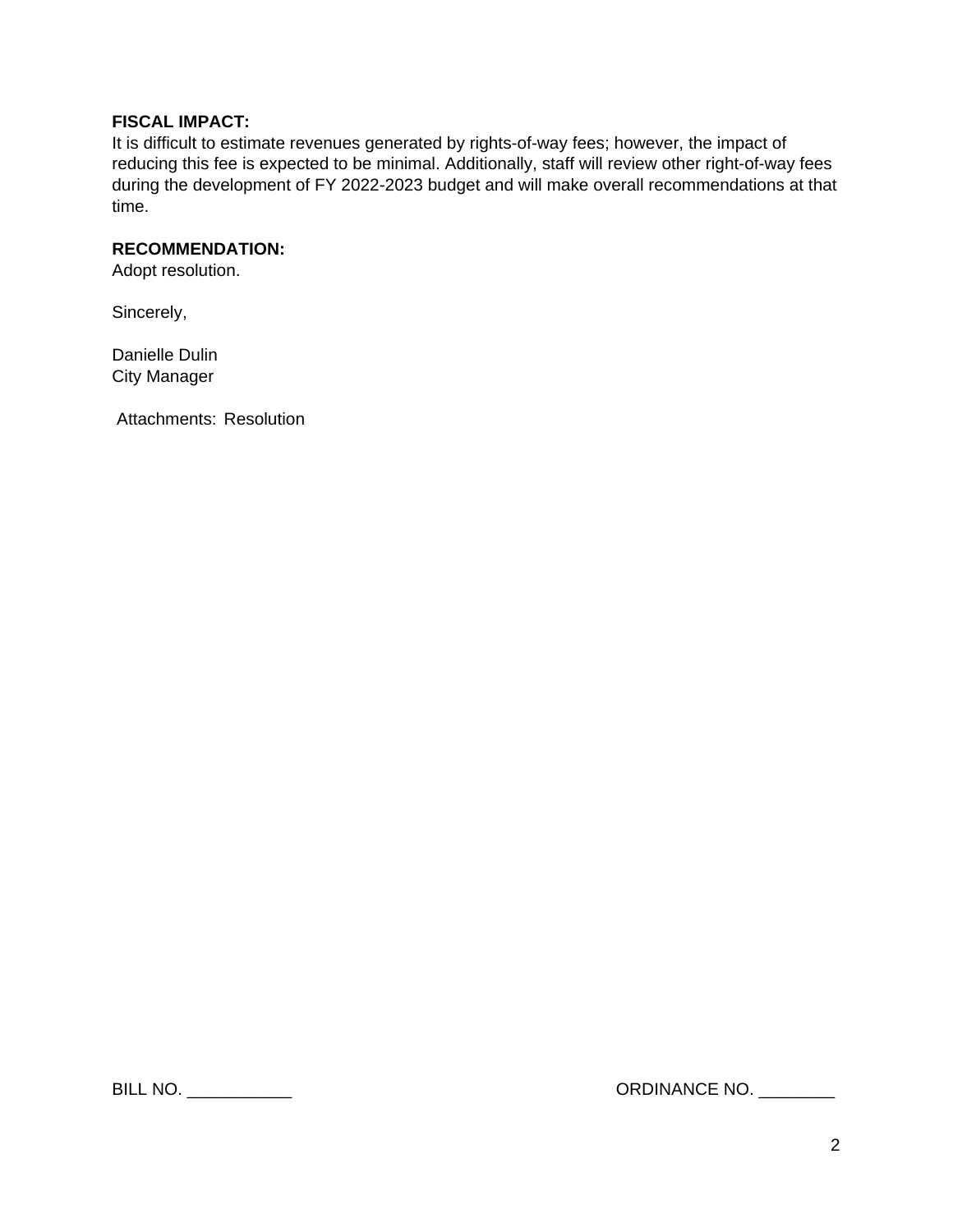**FISCAL IMPACT:**
It is difficult to estimate revenues generated by rights-of-way fees; however, the impact of reducing this fee is expected to be minimal. Additionally, staff will review other right-of-way fees during the development of FY 2022-2023 budget and will make overall recommendations at that time.

**RECOMMENDATION:**
Adopt resolution.

Sincerely,

Danielle Dulin
City Manager

Attachments: Resolution

BILL NO. ___________ ORDINANCE NO. ________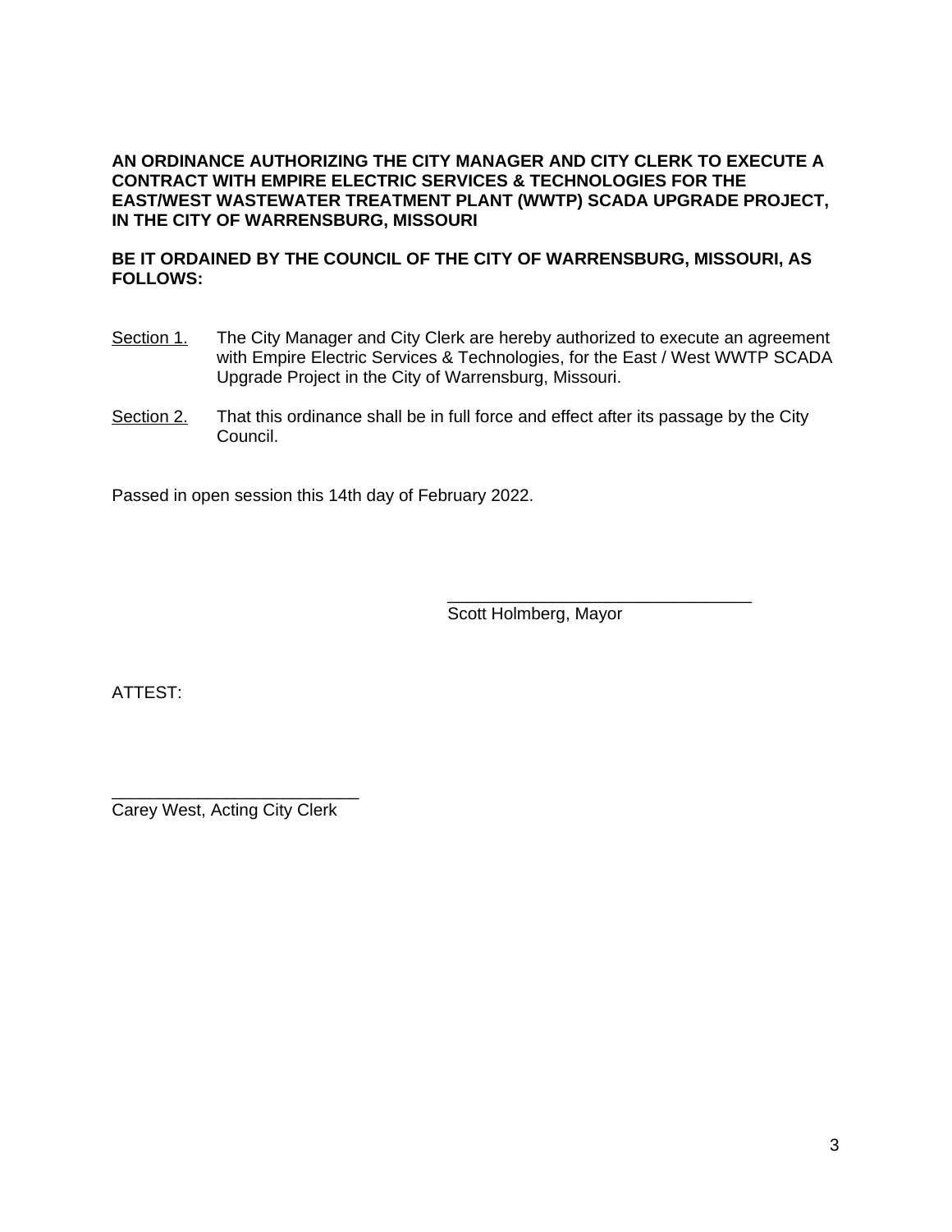**AN ORDINANCE AUTHORIZING THE CITY MANAGER AND CITY CLERK TO EXECUTE A CONTRACT WITH EMPIRE ELECTRIC SERVICES & TECHNOLOGIES FOR THE EAST/WEST WASTEWATER TREATMENT PLANT (WWTP) SCADA UPGRADE PROJECT, IN THE CITY OF WARRENSBURG, MISSOURI**

**BE IT ORDAINED BY THE COUNCIL OF THE CITY OF WARRENSBURG, MISSOURI, AS FOLLOWS:**

<u>Section 1.</u> The City Manager and City Clerk are hereby authorized to execute an agreement with Empire Electric Services & Technologies, for the East / West WWTP SCADA Upgrade Project in the City of Warrensburg, Missouri.

<u>Section 2.</u> That this ordinance shall be in full force and effect after its passage by the City Council.

Passed in open session this 14th day of February 2022.

________________________________
Scott Holmberg, Mayor

ATTEST:

__________________________
Carey West, Acting City Clerk